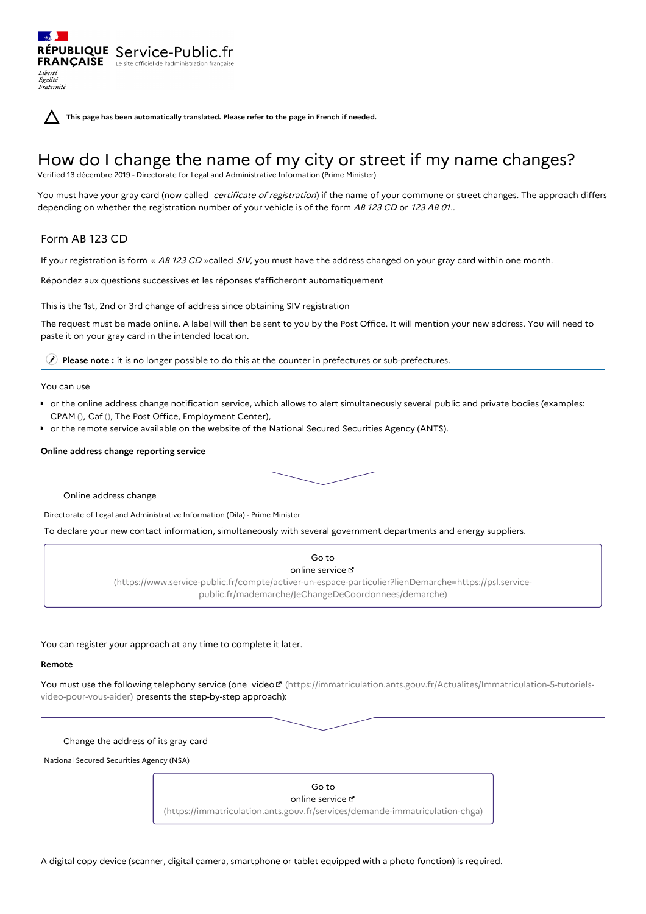This page has been automatically translated. Please refer to the page in French if needed.

# How do I change the name of my city or street if my name changes?

Verified 13 décembre 2019 - Directorate for Legal and Administrative Information (Prime Minister)

You must have your gray card (now called *certificate of registration*) if the name of your commune or street changes. The approach differs depending on whether the registration number of your vehicle is of the form *AB 123 CD* or *123 AB 01*..

## Form AB 123 CD

If your registration is form « *AB 123 CD* »called *SIV*, you must have the address changed on your gray card within one month.

Répondez aux questions successives et les réponses s'afficheront automatiquement

This is the 1st, 2nd or 3rd change of address since obtaining SIV registration

The request must be made online. A label will then be sent to you by the Post Office. It will mention your new address. You will need to paste it on your gray card in the intended location.

> **Please note :** it is no longer possible to do this at the counter in prefectures or sub-prefectures.

You can use

- or the online address change notification service, which allows to alert simultaneously several public and private bodies (examples: CPAM (), Caf (), The Post Office, Employment Center),
- or the remote service available on the website of the National Secured Securities Agency (ANTS).

**Online address change reporting service**

Online address change

Directorate of Legal and Administrative Information (Dila) - Prime Minister

To declare your new contact information, simultaneously with several government departments and energy suppliers.

Go to online service (https://www.service-public.fr/compte/activer-un-espace-particulier?lienDemarche=https://psl.service-public.fr/mademarche/JeChangeDeCoordonnees/demarche)

You can register your approach at any time to complete it later.

**Remote**

You must use the following telephony service (one video (https://immatriculation.ants.gouv.fr/Actualites/Immatriculation-5-tutoriels-video-pour-vous-aider) presents the step-by-step approach):

Change the address of its gray card

National Secured Securities Agency (NSA)

Go to online service (https://immatriculation.ants.gouv.fr/services/demande-immatriculation-chga)

A digital copy device (scanner, digital camera, smartphone or tablet equipped with a photo function) is required.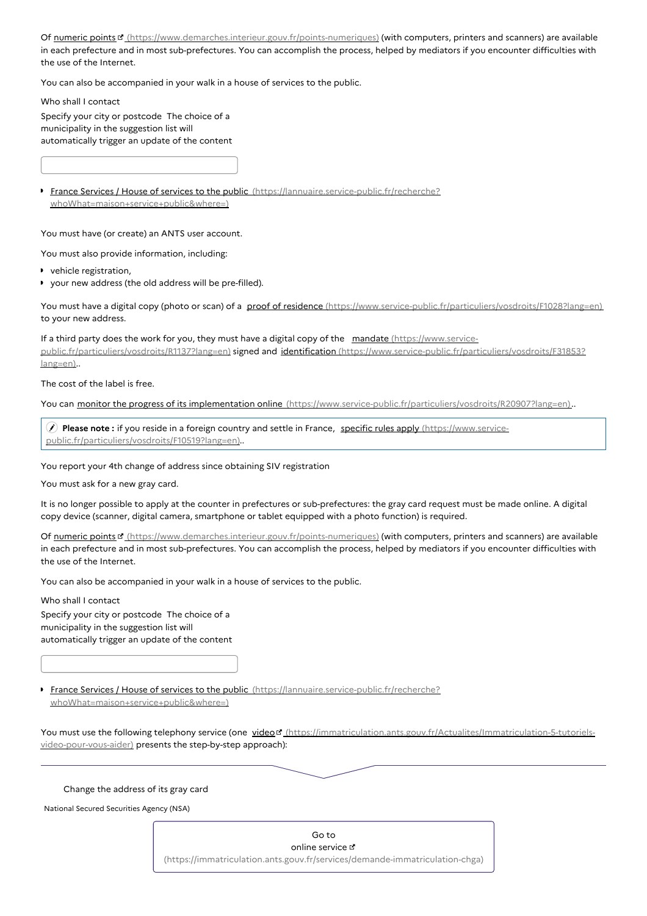Of numeric points (https://www.demarches.interieur.gouv.fr/points-numeriques) (with computers, printers and scanners) are available in each prefecture and in most sub-prefectures. You can accomplish the process, helped by mediators if you encounter difficulties with the use of the Internet.

You can also be accompanied in your walk in a house of services to the public.

Who shall I contact

Specify your city or postcode The choice of a municipality in the suggestion list will automatically trigger an update of the content

- France Services / House of services to the public (https://lannuaire.service-public.fr/recherche?whoWhat=maison+service+public&where=)

You must have (or create) an ANTS user account.

You must also provide information, including:

- vehicle registration,
- your new address (the old address will be pre-filled).

You must have a digital copy (photo or scan) of a proof of residence (https://www.service-public.fr/particuliers/vosdroits/F1028?lang=en) to your new address.

If a third party does the work for you, they must have a digital copy of the mandate (https://www.service-public.fr/particuliers/vosdroits/R1137?lang=en) signed and identification (https://www.service-public.fr/particuliers/vosdroits/F31853?lang=en)..

The cost of the label is free.

You can monitor the progress of its implementation online (https://www.service-public.fr/particuliers/vosdroits/R20907?lang=en)..

> **Please note :** if you reside in a foreign country and settle in France, specific rules apply (https://www.service-public.fr/particuliers/vosdroits/F10519?lang=en)..

You report your 4th change of address since obtaining SIV registration

You must ask for a new gray card.

It is no longer possible to apply at the counter in prefectures or sub-prefectures: the gray card request must be made online. A digital copy device (scanner, digital camera, smartphone or tablet equipped with a photo function) is required.

Of numeric points (https://www.demarches.interieur.gouv.fr/points-numeriques) (with computers, printers and scanners) are available in each prefecture and in most sub-prefectures. You can accomplish the process, helped by mediators if you encounter difficulties with the use of the Internet.

You can also be accompanied in your walk in a house of services to the public.

Who shall I contact

Specify your city or postcode The choice of a municipality in the suggestion list will automatically trigger an update of the content

- France Services / House of services to the public (https://lannuaire.service-public.fr/recherche?whoWhat=maison+service+public&where=)

You must use the following telephony service (one video (https://immatriculation.ants.gouv.fr/Actualites/Immatriculation-5-tutoriels-video-pour-vous-aider) presents the step-by-step approach):

Change the address of its gray card

National Secured Securities Agency (NSA)

Go to online service (https://immatriculation.ants.gouv.fr/services/demande-immatriculation-chga)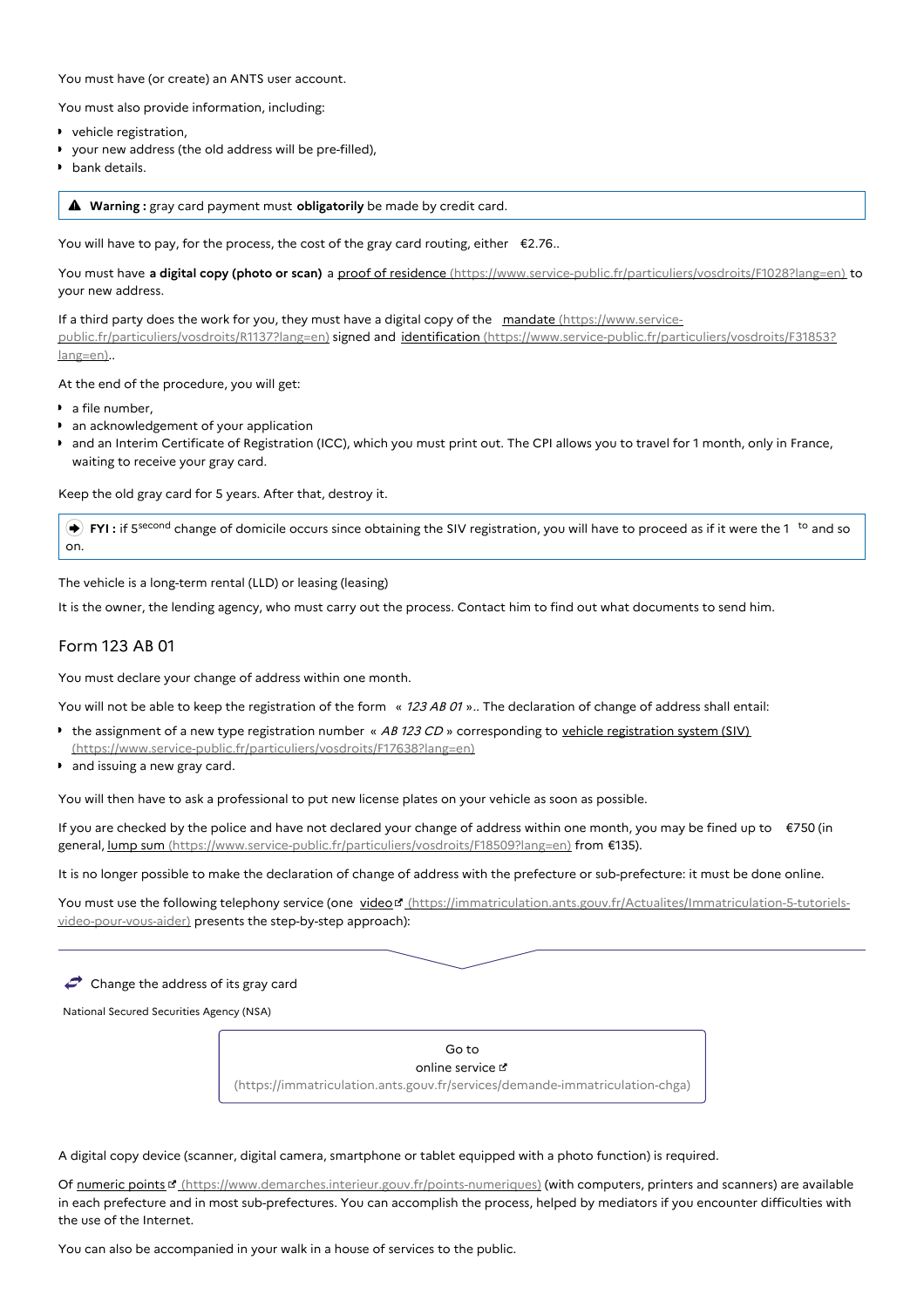You must have (or create) an ANTS user account.

You must also provide information, including:

- vehicle registration,
- your new address (the old address will be pre-filled),
- bank details.

> ⚠ **Warning :** gray card payment must **obligatorily** be made by credit card.

You will have to pay, for the process, the cost of the gray card routing, either €2.76..

You must have **a digital copy (photo or scan)** a proof of residence (https://www.service-public.fr/particuliers/vosdroits/F1028?lang=en) to your new address.

If a third party does the work for you, they must have a digital copy of the mandate (https://www.service-public.fr/particuliers/vosdroits/R1137?lang=en) signed and identification (https://www.service-public.fr/particuliers/vosdroits/F31853?lang=en)..

At the end of the procedure, you will get:

- a file number,
- an acknowledgement of your application
- and an Interim Certificate of Registration (ICC), which you must print out. The CPI allows you to travel for 1 month, only in France, waiting to receive your gray card.

Keep the old gray card for 5 years. After that, destroy it.

> **FYI :** if 5[second] change of domicile occurs since obtaining the SIV registration, you will have to proceed as if it were the 1 [to] and so on.

The vehicle is a long-term rental (LLD) or leasing (leasing)

It is the owner, the lending agency, who must carry out the process. Contact him to find out what documents to send him.

## Form 123 AB 01

You must declare your change of address within one month.

You will not be able to keep the registration of the form « *123 AB 01* ».. The declaration of change of address shall entail:

- the assignment of a new type registration number « *AB 123 CD* » corresponding to vehicle registration system (SIV) (https://www.service-public.fr/particuliers/vosdroits/F17638?lang=en)
- and issuing a new gray card.

You will then have to ask a professional to put new license plates on your vehicle as soon as possible.

If you are checked by the police and have not declared your change of address within one month, you may be fined up to €750 (in general, lump sum (https://www.service-public.fr/particuliers/vosdroits/F18509?lang=en) from €135).

It is no longer possible to make the declaration of change of address with the prefecture or sub-prefecture: it must be done online.

You must use the following telephony service (one video (https://immatriculation.ants.gouv.fr/Actualites/Immatriculation-5-tutoriels-video-pour-vous-aider) presents the step-by-step approach):

Change the address of its gray card

National Secured Securities Agency (NSA)

Go to online service (https://immatriculation.ants.gouv.fr/services/demande-immatriculation-chga)

A digital copy device (scanner, digital camera, smartphone or tablet equipped with a photo function) is required.

Of numeric points (https://www.demarches.interieur.gouv.fr/points-numeriques) (with computers, printers and scanners) are available in each prefecture and in most sub-prefectures. You can accomplish the process, helped by mediators if you encounter difficulties with the use of the Internet.

You can also be accompanied in your walk in a house of services to the public.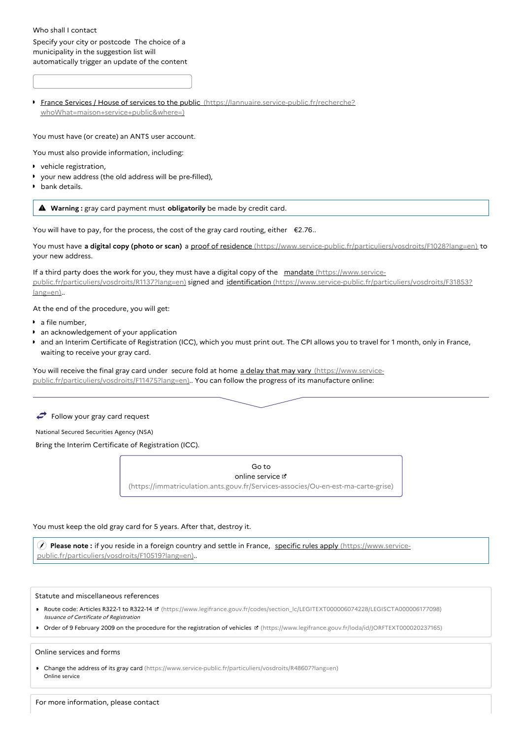Who shall I contact

Specify your city or postcode The choice of a municipality in the suggestion list will automatically trigger an update of the content

- France Services / House of services to the public (https://lannuaire.service-public.fr/recherche?whoWhat=maison+service+public&where=)

You must have (or create) an ANTS user account.

You must also provide information, including:

- vehicle registration,
- your new address (the old address will be pre-filled),
- bank details.

> **Warning :** gray card payment must **obligatorily** be made by credit card.

You will have to pay, for the process, the cost of the gray card routing, either €2.76..

You must have **a digital copy (photo or scan)** a proof of residence (https://www.service-public.fr/particuliers/vosdroits/F1028?lang=en) to your new address.

If a third party does the work for you, they must have a digital copy of the mandate (https://www.service-public.fr/particuliers/vosdroits/R1137?lang=en) signed and identification (https://www.service-public.fr/particuliers/vosdroits/F31853?lang=en)..

At the end of the procedure, you will get:

- a file number,
- an acknowledgement of your application
- and an Interim Certificate of Registration (ICC), which you must print out. The CPI allows you to travel for 1 month, only in France, waiting to receive your gray card.

You will receive the final gray card under secure fold at home a delay that may vary (https://www.service-public.fr/particuliers/vosdroits/F11475?lang=en).. You can follow the progress of its manufacture online:

Follow your gray card request

National Secured Securities Agency (NSA)

Bring the Interim Certificate of Registration (ICC).

Go to online service (https://immatriculation.ants.gouv.fr/Services-associes/Ou-en-est-ma-carte-grise)

You must keep the old gray card for 5 years. After that, destroy it.

> **Please note :** if you reside in a foreign country and settle in France, specific rules apply (https://www.service-public.fr/particuliers/vosdroits/F10519?lang=en)..

Statute and miscellaneous references

- Route code: Articles R322-1 to R322-14 (https://www.legifrance.gouv.fr/codes/section_lc/LEGITEXT000006074228/LEGISCTA000006177098)
  *Issuance of Certificate of Registration*
- Order of 9 February 2009 on the procedure for the registration of vehicles (https://www.legifrance.gouv.fr/loda/id/JORFTEXT000020237165)

Online services and forms

- Change the address of its gray card (https://www.service-public.fr/particuliers/vosdroits/R48607?lang=en)
  Online service

For more information, please contact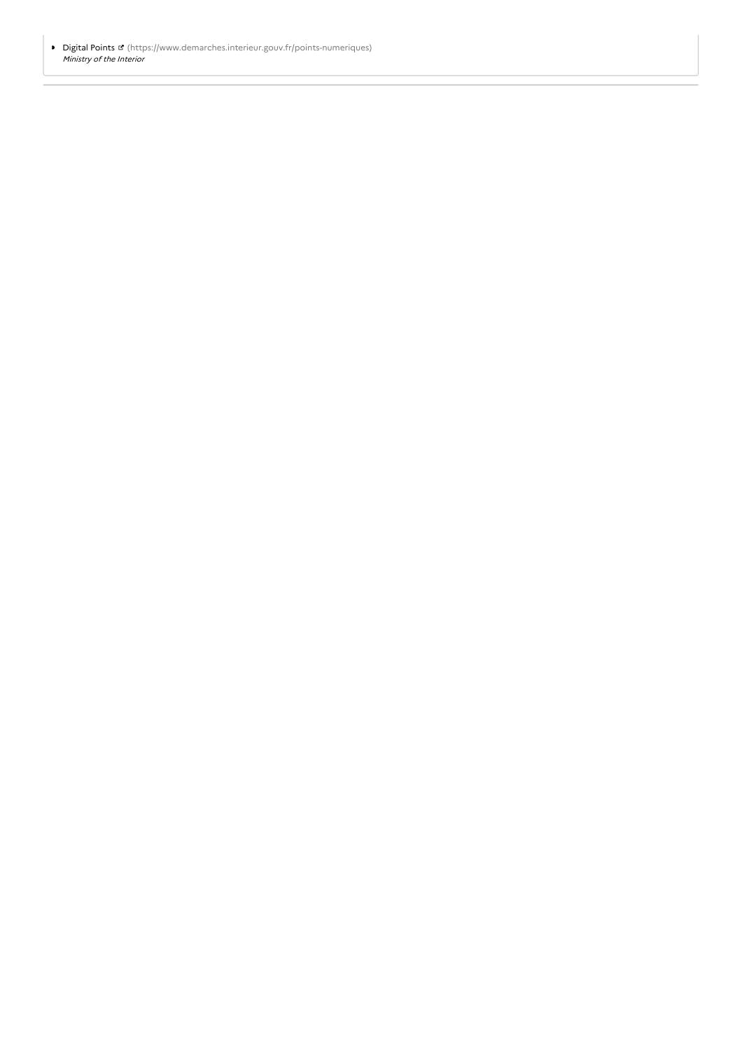- Digital Points (https://www.demarches.interieur.gouv.fr/points-numeriques)
  *Ministry of the Interior*